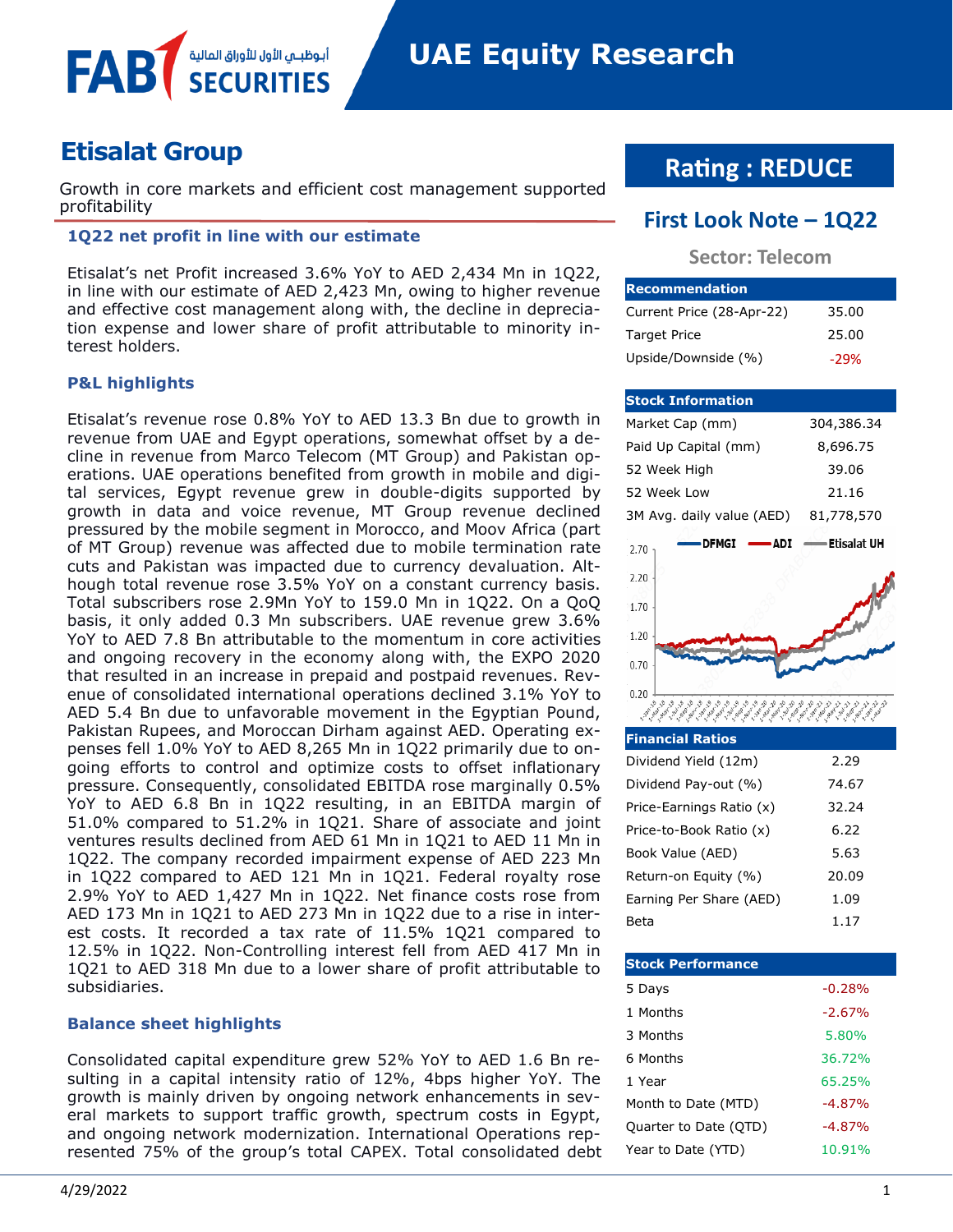# UAE Equity Research

FAB SECURITIES أبوظبي الأول للأوراق المالية

## Etisalat Group

Growth in core markets and efficient cost management supported profitability

### 1Q22 net profit in line with our estimate

Etisalat's net Profit increased 3.6% YoY to AED 2,434 Mn in 1Q22, in line with our estimate of AED 2,423 Mn, owing to higher revenue and effective cost management along with, the decline in depreciation expense and lower share of profit attributable to minority interest holders.

### P&L highlights

Etisalat's revenue rose 0.8% YoY to AED 13.3 Bn due to growth in revenue from UAE and Egypt operations, somewhat offset by a decline in revenue from Marco Telecom (MT Group) and Pakistan operations. UAE operations benefited from growth in mobile and digital services, Egypt revenue grew in double-digits supported by growth in data and voice revenue, MT Group revenue declined pressured by the mobile segment in Morocco, and Moov Africa (part of MT Group) revenue was affected due to mobile termination rate cuts and Pakistan was impacted due to currency devaluation. Although total revenue rose 3.5% YoY on a constant currency basis. Total subscribers rose 2.9Mn YoY to 159.0 Mn in 1Q22. On a QoQ basis, it only added 0.3 Mn subscribers. UAE revenue grew 3.6% YoY to AED 7.8 Bn attributable to the momentum in core activities and ongoing recovery in the economy along with, the EXPO 2020 that resulted in an increase in prepaid and postpaid revenues. Revenue of consolidated international operations declined 3.1% YoY to AED 5.4 Bn due to unfavorable movement in the Egyptian Pound, Pakistan Rupees, and Moroccan Dirham against AED. Operating expenses fell 1.0% YoY to AED 8,265 Mn in 1Q22 primarily due to ongoing efforts to control and optimize costs to offset inflationary pressure. Consequently, consolidated EBITDA rose marginally 0.5% YoY to AED 6.8 Bn in 1Q22 resulting, in an EBITDA margin of 51.0% compared to 51.2% in 1Q21. Share of associate and joint ventures results declined from AED 61 Mn in 1Q21 to AED 11 Mn in 1Q22. The company recorded impairment expense of AED 223 Mn in 1Q22 compared to AED 121 Mn in 1Q21. Federal royalty rose 2.9% YoY to AED 1,427 Mn in 1Q22. Net finance costs rose from AED 173 Mn in 1Q21 to AED 273 Mn in 1Q22 due to a rise in interest costs. It recorded a tax rate of 11.5% 1Q21 compared to 12.5% in 1Q22. Non-Controlling interest fell from AED 417 Mn in 1Q21 to AED 318 Mn due to a lower share of profit attributable to subsidiaries.

### Balance sheet highlights

Consolidated capital expenditure grew 52% YoY to AED 1.6 Bn resulting in a capital intensity ratio of 12%, 4bps higher YoY. The growth is mainly driven by ongoing network enhancements in several markets to support traffic growth, spectrum costs in Egypt, and ongoing network modernization. International Operations represented 75% of the group's total CAPEX. Total consolidated debt

## Rating : REDUCE

## First Look Note – 1Q22

**Sector: Telecom**

| Recommendation | |
|---|---|
| Current Price (28-Apr-22) | 35.00 |
| Target Price | 25.00 |
| Upside/Downside (%) | -29% |

| Stock Information | |
|---|---|
| Market Cap (mm) | 304,386.34 |
| Paid Up Capital (mm) | 8,696.75 |
| 52 Week High | 39.06 |
| 52 Week Low | 21.16 |
| 3M Avg. daily value (AED) | 81,778,570 |

| Financial Ratios | |
|---|---|
| Dividend Yield (12m) | 2.29 |
| Dividend Pay-out (%) | 74.67 |
| Price-Earnings Ratio (x) | 32.24 |
| Price-to-Book Ratio (x) | 6.22 |
| Book Value (AED) | 5.63 |
| Return-on Equity (%) | 20.09 |
| Earning Per Share (AED) | 1.09 |
| Beta | 1.17 |

| Stock Performance | |
|---|---|
| 5 Days | -0.28% |
| 1 Months | -2.67% |
| 3 Months | 5.80% |
| 6 Months | 36.72% |
| 1 Year | 65.25% |
| Month to Date (MTD) | -4.87% |
| Quarter to Date (QTD) | -4.87% |
| Year to Date (YTD) | 10.91% |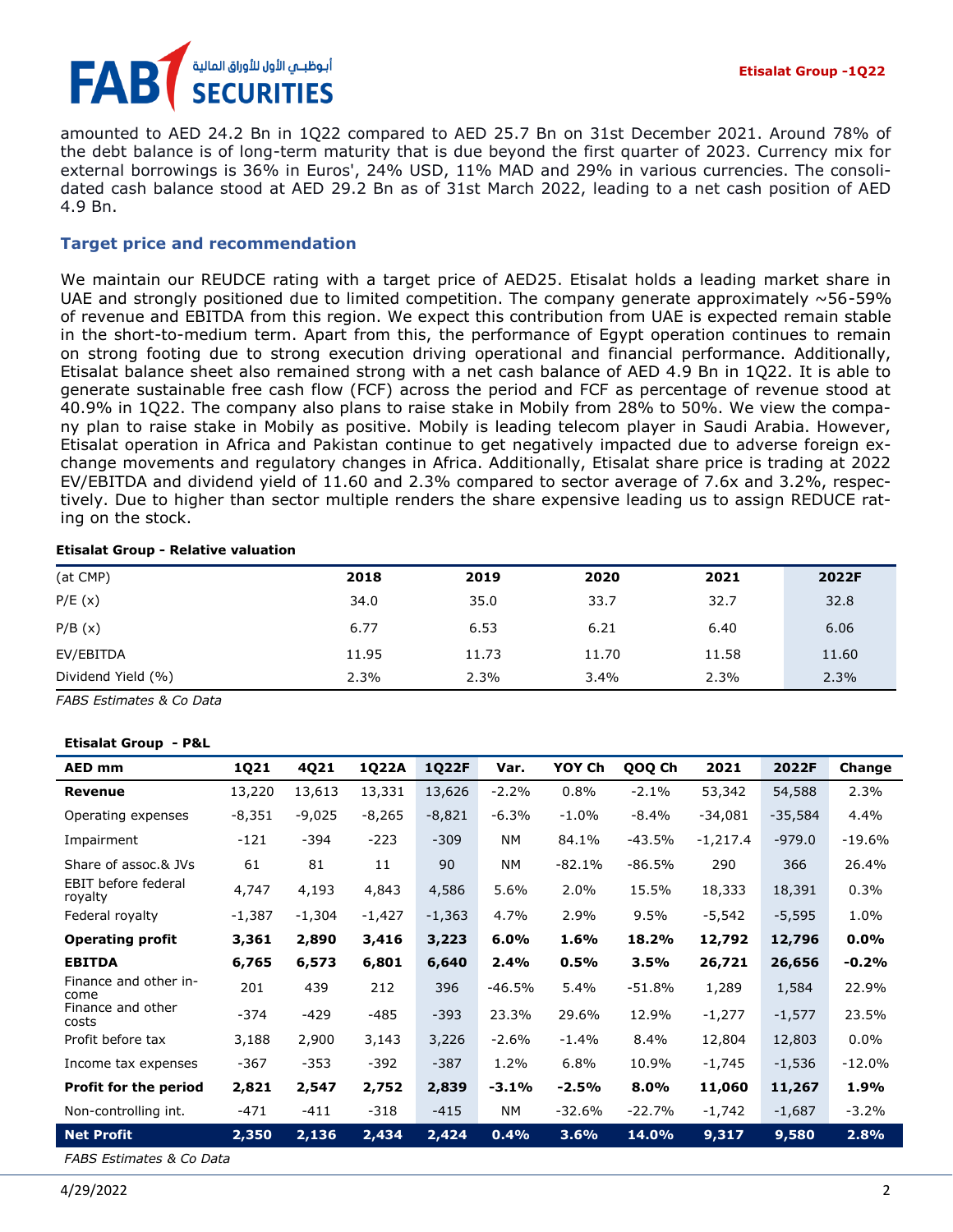amounted to AED 24.2 Bn in 1Q22 compared to AED 25.7 Bn on 31st December 2021. Around 78% of the debt balance is of long-term maturity that is due beyond the first quarter of 2023. Currency mix for external borrowings is 36% in Euros', 24% USD, 11% MAD and 29% in various currencies. The consolidated cash balance stood at AED 29.2 Bn as of 31st March 2022, leading to a net cash position of AED 4.9 Bn.

## Target price and recommendation

We maintain our REUDCE rating with a target price of AED25. Etisalat holds a leading market share in UAE and strongly positioned due to limited competition. The company generate approximately ~56-59% of revenue and EBITDA from this region. We expect this contribution from UAE is expected remain stable in the short-to-medium term. Apart from this, the performance of Egypt operation continues to remain on strong footing due to strong execution driving operational and financial performance. Additionally, Etisalat balance sheet also remained strong with a net cash balance of AED 4.9 Bn in 1Q22. It is able to generate sustainable free cash flow (FCF) across the period and FCF as percentage of revenue stood at 40.9% in 1Q22. The company also plans to raise stake in Mobily from 28% to 50%. We view the company plan to raise stake in Mobily as positive. Mobily is leading telecom player in Saudi Arabia. However, Etisalat operation in Africa and Pakistan continue to get negatively impacted due to adverse foreign exchange movements and regulatory changes in Africa. Additionally, Etisalat share price is trading at 2022 EV/EBITDA and dividend yield of 11.60 and 2.3% compared to sector average of 7.6x and 3.2%, respectively. Due to higher than sector multiple renders the share expensive leading us to assign REDUCE rating on the stock.

**Etisalat Group - Relative valuation**

| (at CMP) | 2018 | 2019 | 2020 | 2021 | 2022F |
|---|---|---|---|---|---|
| P/E (x) | 34.0 | 35.0 | 33.7 | 32.7 | 32.8 |
| P/B (x) | 6.77 | 6.53 | 6.21 | 6.40 | 6.06 |
| EV/EBITDA | 11.95 | 11.73 | 11.70 | 11.58 | 11.60 |
| Dividend Yield (%) | 2.3% | 2.3% | 3.4% | 2.3% | 2.3% |

*FABS Estimates & Co Data*

**Etisalat Group - P&L**

| AED mm | 1Q21 | 4Q21 | 1Q22A | 1Q22F | Var. | YOY Ch | QOQ Ch | 2021 | 2022F | Change |
|---|---|---|---|---|---|---|---|---|---|---|
| **Revenue** | 13,220 | 13,613 | 13,331 | 13,626 | -2.2% | 0.8% | -2.1% | 53,342 | 54,588 | 2.3% |
| Operating expenses | -8,351 | -9,025 | -8,265 | -8,821 | -6.3% | -1.0% | -8.4% | -34,081 | -35,584 | 4.4% |
| Impairment | -121 | -394 | -223 | -309 | NM | 84.1% | -43.5% | -1,217.4 | -979.0 | -19.6% |
| Share of assoc.& JVs | 61 | 81 | 11 | 90 | NM | -82.1% | -86.5% | 290 | 366 | 26.4% |
| EBIT before federal royalty | 4,747 | 4,193 | 4,843 | 4,586 | 5.6% | 2.0% | 15.5% | 18,333 | 18,391 | 0.3% |
| Federal royalty | -1,387 | -1,304 | -1,427 | -1,363 | 4.7% | 2.9% | 9.5% | -5,542 | -5,595 | 1.0% |
| **Operating profit** | **3,361** | **2,890** | **3,416** | **3,223** | **6.0%** | **1.6%** | **18.2%** | **12,792** | **12,796** | **0.0%** |
| **EBITDA** | **6,765** | **6,573** | **6,801** | **6,640** | **2.4%** | **0.5%** | **3.5%** | **26,721** | **26,656** | **-0.2%** |
| Finance and other income | 201 | 439 | 212 | 396 | -46.5% | 5.4% | -51.8% | 1,289 | 1,584 | 22.9% |
| Finance and other costs | -374 | -429 | -485 | -393 | 23.3% | 29.6% | 12.9% | -1,277 | -1,577 | 23.5% |
| Profit before tax | 3,188 | 2,900 | 3,143 | 3,226 | -2.6% | -1.4% | 8.4% | 12,804 | 12,803 | 0.0% |
| Income tax expenses | -367 | -353 | -392 | -387 | 1.2% | 6.8% | 10.9% | -1,745 | -1,536 | -12.0% |
| **Profit for the period** | **2,821** | **2,547** | **2,752** | **2,839** | **-3.1%** | **-2.5%** | **8.0%** | **11,060** | **11,267** | **1.9%** |
| Non-controlling int. | -471 | -411 | -318 | -415 | NM | -32.6% | -22.7% | -1,742 | -1,687 | -3.2% |
| **Net Profit** | **2,350** | **2,136** | **2,434** | **2,424** | **0.4%** | **3.6%** | **14.0%** | **9,317** | **9,580** | **2.8%** |

*FABS Estimates & Co Data*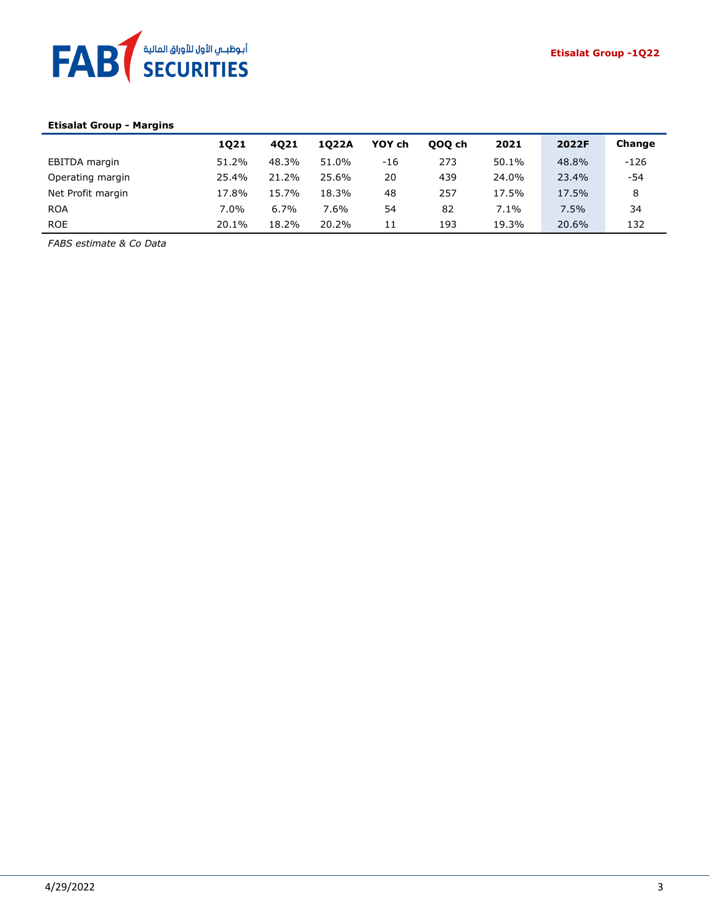**Etisalat Group - Margins**

| | 1Q21 | 4Q21 | 1Q22A | YOY ch | QOQ ch | 2021 | 2022F | Change |
|---|---|---|---|---|---|---|---|---|
| EBITDA margin | 51.2% | 48.3% | 51.0% | -16 | 273 | 50.1% | 48.8% | -126 |
| Operating margin | 25.4% | 21.2% | 25.6% | 20 | 439 | 24.0% | 23.4% | -54 |
| Net Profit margin | 17.8% | 15.7% | 18.3% | 48 | 257 | 17.5% | 17.5% | 8 |
| ROA | 7.0% | 6.7% | 7.6% | 54 | 82 | 7.1% | 7.5% | 34 |
| ROE | 20.1% | 18.2% | 20.2% | 11 | 193 | 19.3% | 20.6% | 132 |

*FABS estimate & Co Data*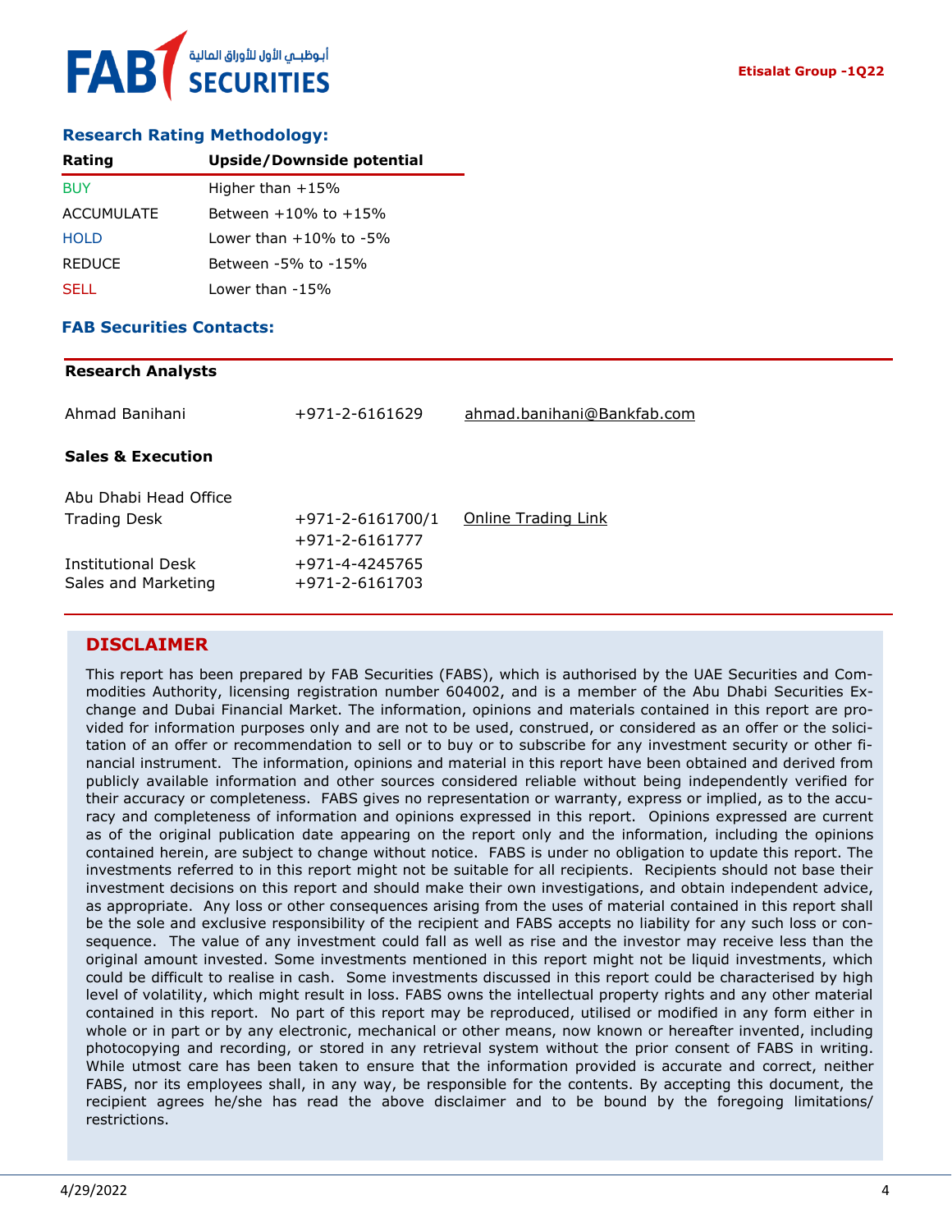## Research Rating Methodology:

| Rating | Upside/Downside potential |
|---|---|
| BUY | Higher than +15% |
| ACCUMULATE | Between +10% to +15% |
| HOLD | Lower than +10% to -5% |
| REDUCE | Between -5% to -15% |
| SELL | Lower than -15% |

## FAB Securities Contacts:

**Research Analysts**

| | | |
|---|---|---|
| Ahmad Banihani | +971-2-6161629 | ahmad.banihani@Bankfab.com |

**Sales & Execution**

| | | |
|---|---|---|
| Abu Dhabi Head Office | | |
| Trading Desk | +971-2-6161700/1<br>+971-2-6161777 | Online Trading Link |
| Institutional Desk | +971-4-4245765 | |
| Sales and Marketing | +971-2-6161703 | |

## DISCLAIMER

This report has been prepared by FAB Securities (FABS), which is authorised by the UAE Securities and Commodities Authority, licensing registration number 604002, and is a member of the Abu Dhabi Securities Exchange and Dubai Financial Market. The information, opinions and materials contained in this report are provided for information purposes only and are not to be used, construed, or considered as an offer or the solicitation of an offer or recommendation to sell or to buy or to subscribe for any investment security or other financial instrument. The information, opinions and material in this report have been obtained and derived from publicly available information and other sources considered reliable without being independently verified for their accuracy or completeness. FABS gives no representation or warranty, express or implied, as to the accuracy and completeness of information and opinions expressed in this report. Opinions expressed are current as of the original publication date appearing on the report only and the information, including the opinions contained herein, are subject to change without notice. FABS is under no obligation to update this report. The investments referred to in this report might not be suitable for all recipients. Recipients should not base their investment decisions on this report and should make their own investigations, and obtain independent advice, as appropriate. Any loss or other consequences arising from the uses of material contained in this report shall be the sole and exclusive responsibility of the recipient and FABS accepts no liability for any such loss or consequence. The value of any investment could fall as well as rise and the investor may receive less than the original amount invested. Some investments mentioned in this report might not be liquid investments, which could be difficult to realise in cash. Some investments discussed in this report could be characterised by high level of volatility, which might result in loss. FABS owns the intellectual property rights and any other material contained in this report. No part of this report may be reproduced, utilised or modified in any form either in whole or in part or by any electronic, mechanical or other means, now known or hereafter invented, including photocopying and recording, or stored in any retrieval system without the prior consent of FABS in writing. While utmost care has been taken to ensure that the information provided is accurate and correct, neither FABS, nor its employees shall, in any way, be responsible for the contents. By accepting this document, the recipient agrees he/she has read the above disclaimer and to be bound by the foregoing limitations/ restrictions.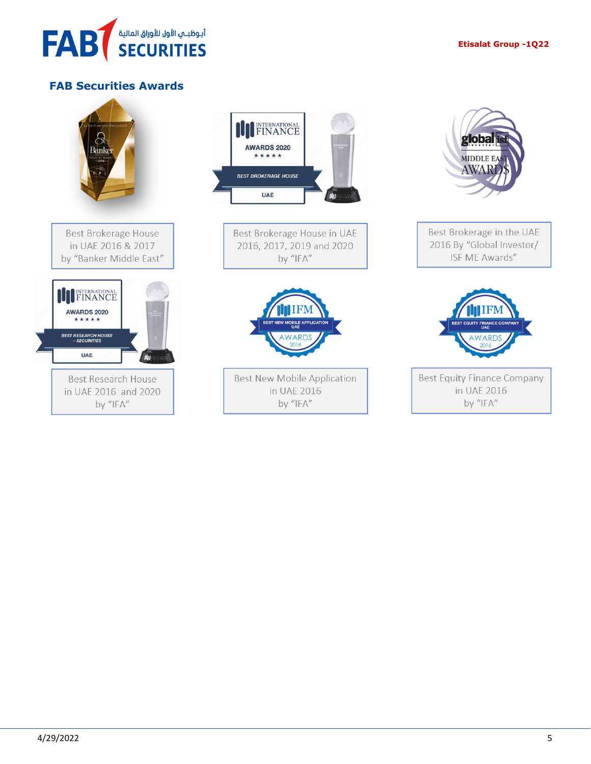## FAB Securities Awards

Best Brokerage House in UAE 2016 & 2017 by "Banker Middle East"

Best Brokerage House in UAE 2016, 2017, 2019 and 2020 by "IFA"

Best Brokerage in the UAE 2016 By "Global Investor/ ISF ME Awards"

Best Research House in UAE 2016 and 2020 by "IFA"

Best New Mobile Application in UAE 2016 by "IFA"

Best Equity Finance Company in UAE 2016 by "IFA"